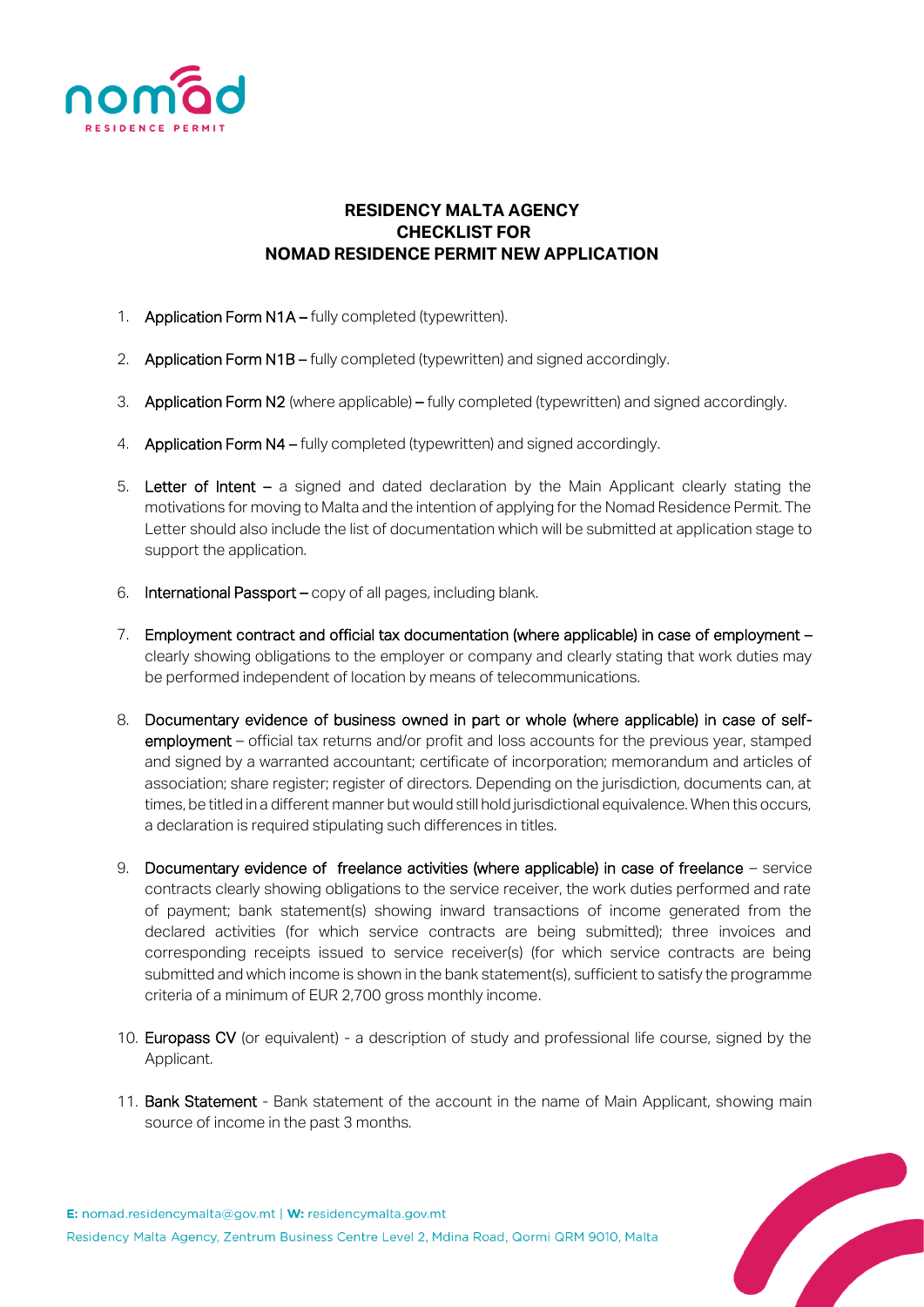# RESIDENCY MALTA AGENCY
# CHECKLIST FOR
# NOMAD RESIDENCE PERMIT NEW APPLICATION

1. **Application Form N1A** – fully completed (typewritten).

2. **Application Form N1B** – fully completed (typewritten) and signed accordingly.

3. **Application Form N2** (where applicable) – fully completed (typewritten) and signed accordingly.

4. **Application Form N4** – fully completed (typewritten) and signed accordingly.

5. **Letter of Intent** – a signed and dated declaration by the Main Applicant clearly stating the motivations for moving to Malta and the intention of applying for the Nomad Residence Permit. The Letter should also include the list of documentation which will be submitted at application stage to support the application.

6. **International Passport** – copy of all pages, including blank.

7. **Employment contract and official tax documentation (where applicable) in case of employment** – clearly showing obligations to the employer or company and clearly stating that work duties may be performed independent of location by means of telecommunications.

8. **Documentary evidence of business owned in part or whole (where applicable) in case of self-employment** – official tax returns and/or profit and loss accounts for the previous year, stamped and signed by a warranted accountant; certificate of incorporation; memorandum and articles of association; share register; register of directors. Depending on the jurisdiction, documents can, at times, be titled in a different manner but would still hold jurisdictional equivalence. When this occurs, a declaration is required stipulating such differences in titles.

9. **Documentary evidence of freelance activities (where applicable) in case of freelance** – service contracts clearly showing obligations to the service receiver, the work duties performed and rate of payment; bank statement(s) showing inward transactions of income generated from the declared activities (for which service contracts are being submitted); three invoices and corresponding receipts issued to service receiver(s) (for which service contracts are being submitted and which income is shown in the bank statement(s), sufficient to satisfy the programme criteria of a minimum of EUR 2,700 gross monthly income.

10. **Europass CV** (or equivalent) - a description of study and professional life course, signed by the Applicant.

11. **Bank Statement** - Bank statement of the account in the name of Main Applicant, showing main source of income in the past 3 months.

E: nomad.residencymalta@gov.mt | W: residencymalta.gov.mt
Residency Malta Agency, Zentrum Business Centre Level 2, Mdina Road, Qormi QRM 9010, Malta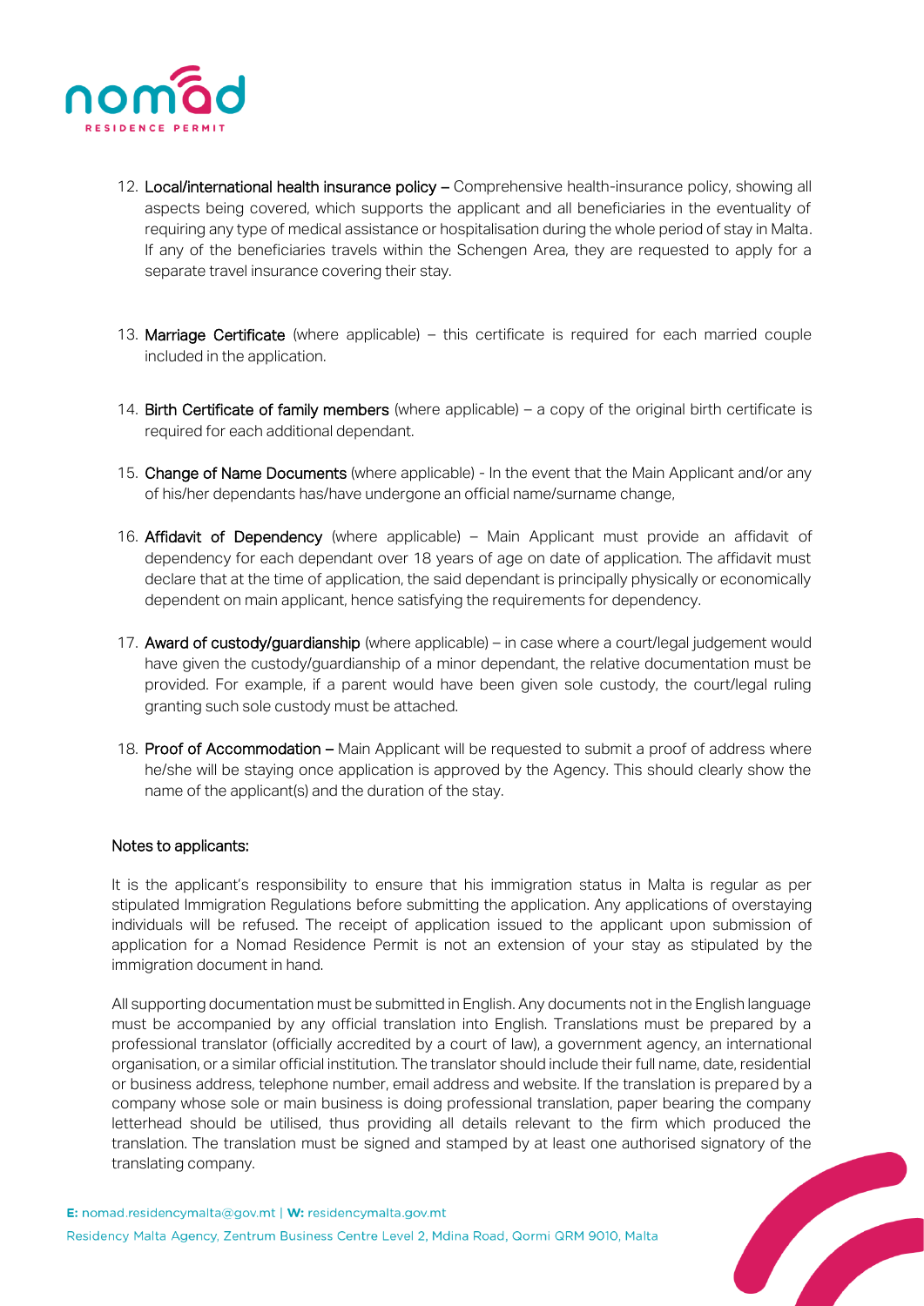12. **Local/international health insurance policy –** Comprehensive health-insurance policy, showing all aspects being covered, which supports the applicant and all beneficiaries in the eventuality of requiring any type of medical assistance or hospitalisation during the whole period of stay in Malta. If any of the beneficiaries travels within the Schengen Area, they are requested to apply for a separate travel insurance covering their stay.

13. **Marriage Certificate** (where applicable) – this certificate is required for each married couple included in the application.

14. **Birth Certificate of family members** (where applicable) – a copy of the original birth certificate is required for each additional dependant.

15. **Change of Name Documents** (where applicable) - In the event that the Main Applicant and/or any of his/her dependants has/have undergone an official name/surname change,

16. **Affidavit of Dependency** (where applicable) – Main Applicant must provide an affidavit of dependency for each dependant over 18 years of age on date of application. The affidavit must declare that at the time of application, the said dependant is principally physically or economically dependent on main applicant, hence satisfying the requirements for dependency.

17. **Award of custody/guardianship** (where applicable) – in case where a court/legal judgement would have given the custody/guardianship of a minor dependant, the relative documentation must be provided. For example, if a parent would have been given sole custody, the court/legal ruling granting such sole custody must be attached.

18. **Proof of Accommodation –** Main Applicant will be requested to submit a proof of address where he/she will be staying once application is approved by the Agency. This should clearly show the name of the applicant(s) and the duration of the stay.

**Notes to applicants:**

It is the applicant's responsibility to ensure that his immigration status in Malta is regular as per stipulated Immigration Regulations before submitting the application. Any applications of overstaying individuals will be refused. The receipt of application issued to the applicant upon submission of application for a Nomad Residence Permit is not an extension of your stay as stipulated by the immigration document in hand.

All supporting documentation must be submitted in English. Any documents not in the English language must be accompanied by any official translation into English. Translations must be prepared by a professional translator (officially accredited by a court of law), a government agency, an international organisation, or a similar official institution. The translator should include their full name, date, residential or business address, telephone number, email address and website. If the translation is prepared by a company whose sole or main business is doing professional translation, paper bearing the company letterhead should be utilised, thus providing all details relevant to the firm which produced the translation. The translation must be signed and stamped by at least one authorised signatory of the translating company.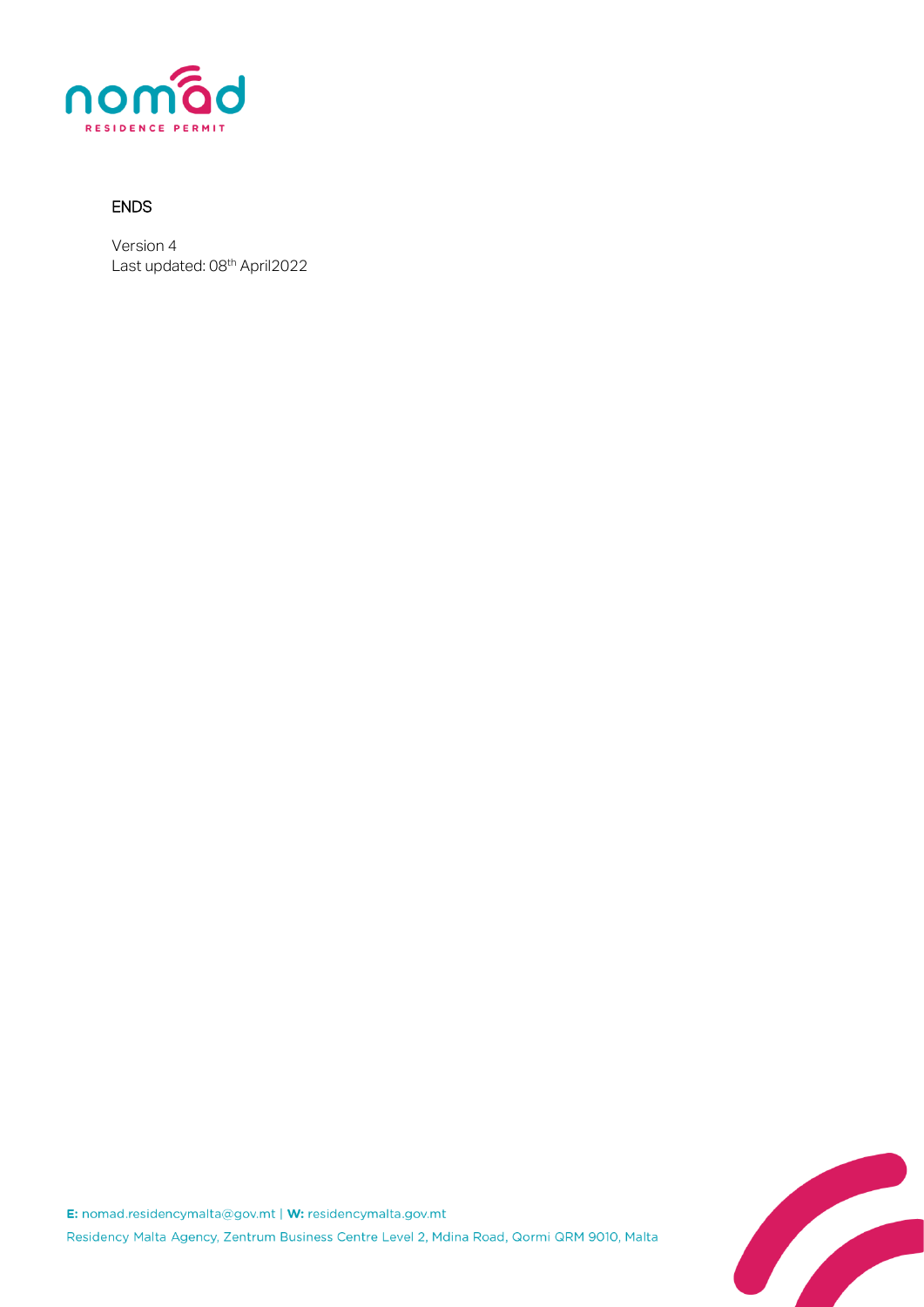ENDS

Version 4
Last updated: 08th April2022